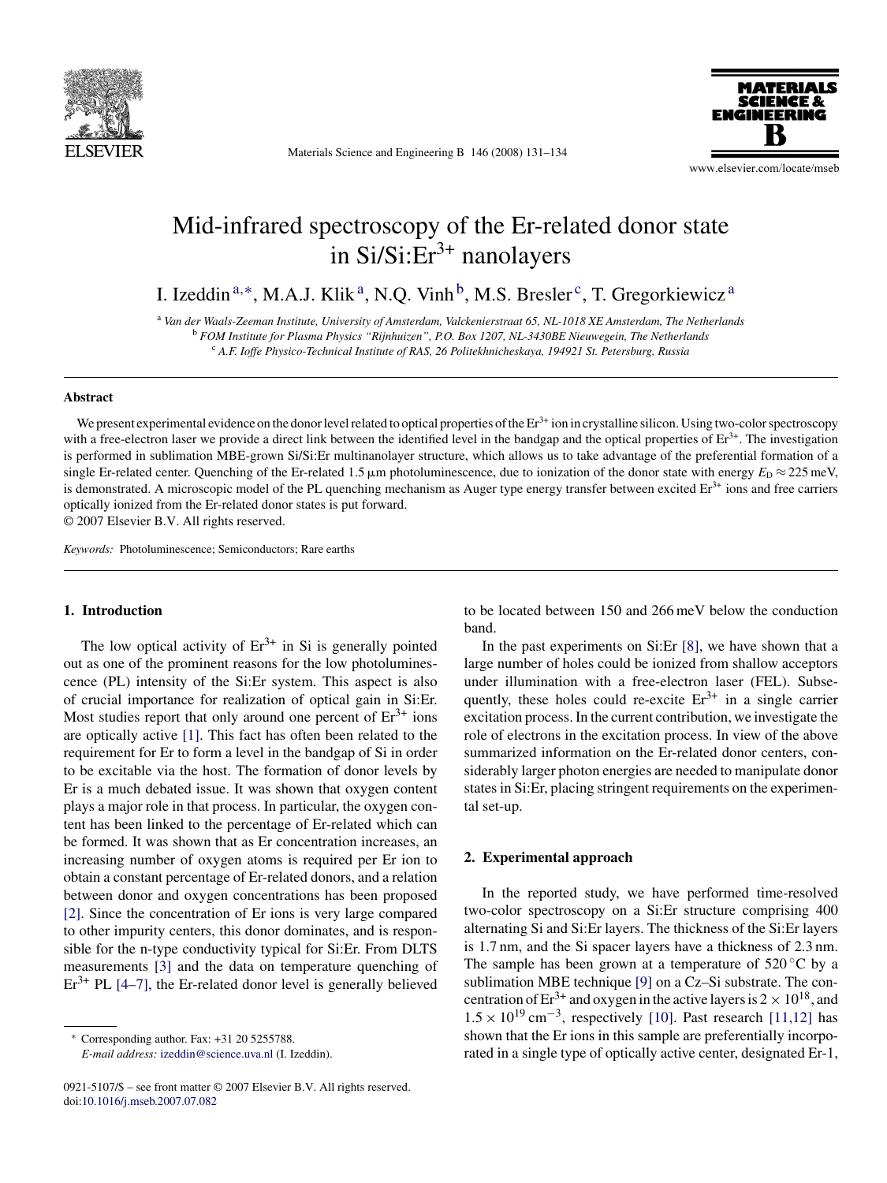# Mid-infrared spectroscopy of the Er-related donor state in Si/Si:$Er^{3+}$ nanolayers

I. Izeddin [a,*], M.A.J. Klik [a], N.Q. Vinh [b], M.S. Bresler [c], T. Gregorkiewicz [a]

[a] *Van der Waals-Zeeman Institute, University of Amsterdam, Valckenierstraat 65, NL-1018 XE Amsterdam, The Netherlands*
[b] *FOM Institute for Plasma Physics "Rijnhuizen", P.O. Box 1207, NL-3430BE Nieuwegein, The Netherlands*
[c] *A.F. Ioffe Physico-Technical Institute of RAS, 26 Politekhnicheskaya, 194921 St. Petersburg, Russia*

## Abstract

We present experimental evidence on the donor level related to optical properties of the $Er^{3+}$ ion in crystalline silicon. Using two-color spectroscopy with a free-electron laser we provide a direct link between the identified level in the bandgap and the optical properties of $Er^{3+}$. The investigation is performed in sublimation MBE-grown Si/Si:Er multinanolayer structure, which allows us to take advantage of the preferential formation of a single Er-related center. Quenching of the Er-related 1.5 μm photoluminescence, due to ionization of the donor state with energy $E_D \approx 225$ meV, is demonstrated. A microscopic model of the PL quenching mechanism as Auger type energy transfer between excited $Er^{3+}$ ions and free carriers optically ionized from the Er-related donor states is put forward.

© 2007 Elsevier B.V. All rights reserved.

*Keywords:* Photoluminescence; Semiconductors; Rare earths

## 1. Introduction

The low optical activity of $Er^{3+}$ in Si is generally pointed out as one of the prominent reasons for the low photoluminescence (PL) intensity of the Si:Er system. This aspect is also of crucial importance for realization of optical gain in Si:Er. Most studies report that only around one percent of $Er^{3+}$ ions are optically active [1]. This fact has often been related to the requirement for Er to form a level in the bandgap of Si in order to be excitable via the host. The formation of donor levels by Er is a much debated issue. It was shown that oxygen content plays a major role in that process. In particular, the oxygen content has been linked to the percentage of Er-related which can be formed. It was shown that as Er concentration increases, an increasing number of oxygen atoms is required per Er ion to obtain a constant percentage of Er-related donors, and a relation between donor and oxygen concentrations has been proposed [2]. Since the concentration of Er ions is very large compared to other impurity centers, this donor dominates, and is responsible for the n-type conductivity typical for Si:Er. From DLTS measurements [3] and the data on temperature quenching of $Er^{3+}$ PL [4–7], the Er-related donor level is generally believed to be located between 150 and 266 meV below the conduction band.

In the past experiments on Si:Er [8], we have shown that a large number of holes could be ionized from shallow acceptors under illumination with a free-electron laser (FEL). Subsequently, these holes could re-excite $Er^{3+}$ in a single carrier excitation process. In the current contribution, we investigate the role of electrons in the excitation process. In view of the above summarized information on the Er-related donor centers, considerably larger photon energies are needed to manipulate donor states in Si:Er, placing stringent requirements on the experimental set-up.

## 2. Experimental approach

In the reported study, we have performed time-resolved two-color spectroscopy on a Si:Er structure comprising 400 alternating Si and Si:Er layers. The thickness of the Si:Er layers is 1.7 nm, and the Si spacer layers have a thickness of 2.3 nm. The sample has been grown at a temperature of 520 °C by a sublimation MBE technique [9] on a Cz–Si substrate. The concentration of $Er^{3+}$ and oxygen in the active layers is $2 \times 10^{18}$, and $1.5 \times 10^{19}$ $cm^{-3}$, respectively [10]. Past research [11,12] has shown that the Er ions in this sample are preferentially incorporated in a single type of optically active center, designated Er-1,

* Corresponding author. Fax: +31 20 5255788.
*E-mail address:* izeddin@science.uva.nl (I. Izeddin).

0921-5107/$ – see front matter © 2007 Elsevier B.V. All rights reserved.
doi:10.1016/j.mseb.2007.07.082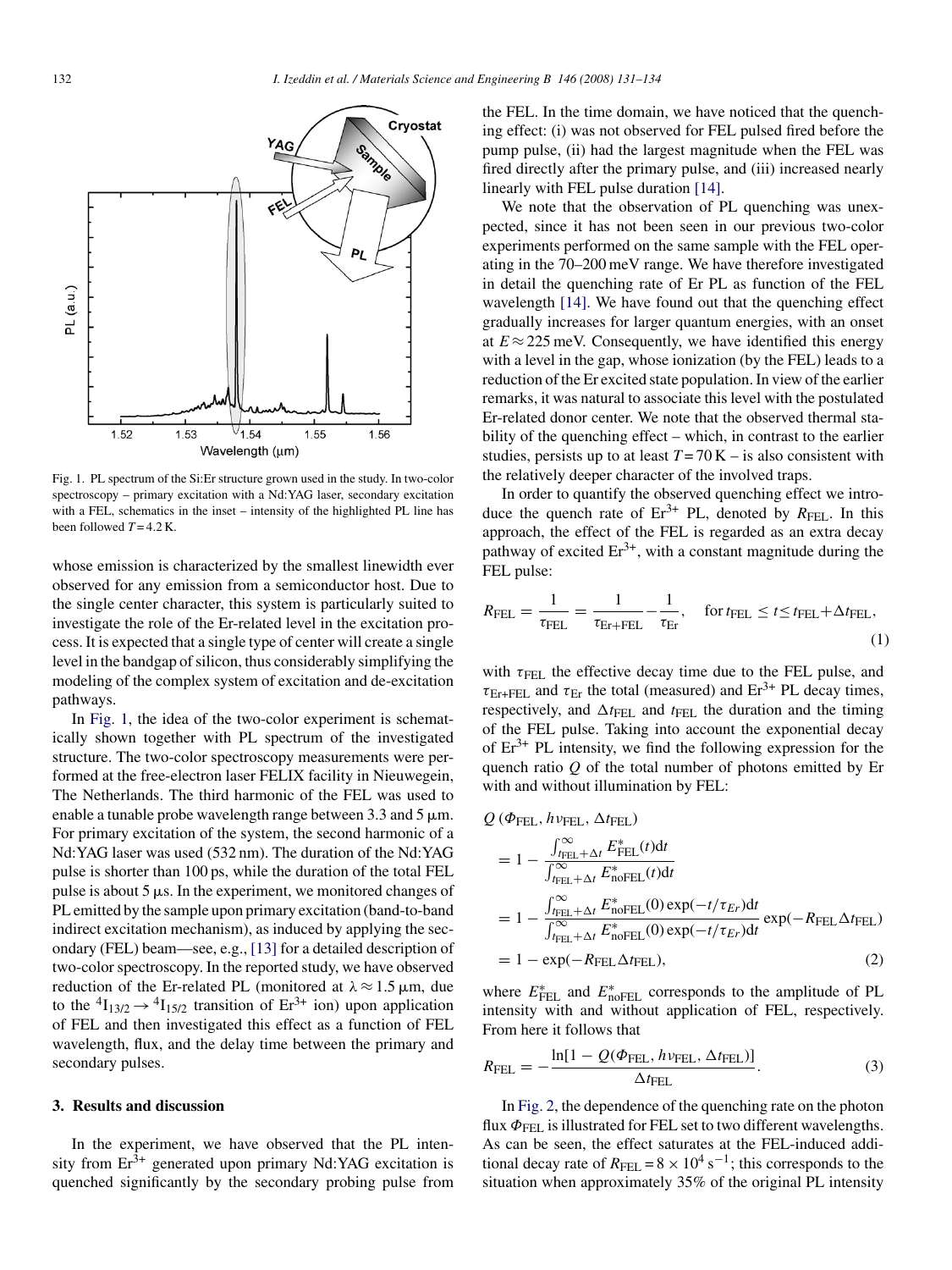Fig. 1. PL spectrum of the Si:Er structure grown used in the study. In two-color spectroscopy – primary excitation with a Nd:YAG laser, secondary excitation with a FEL, schematics in the inset – intensity of the highlighted PL line has been followed $T = 4.2$ K.

whose emission is characterized by the smallest linewidth ever observed for any emission from a semiconductor host. Due to the single center character, this system is particularly suited to investigate the role of the Er-related level in the excitation process. It is expected that a single type of center will create a single level in the bandgap of silicon, thus considerably simplifying the modeling of the complex system of excitation and de-excitation pathways.

In Fig. 1, the idea of the two-color experiment is schematically shown together with PL spectrum of the investigated structure. The two-color spectroscopy measurements were performed at the free-electron laser FELIX facility in Nieuwegein, The Netherlands. The third harmonic of the FEL was used to enable a tunable probe wavelength range between 3.3 and 5 μm. For primary excitation of the system, the second harmonic of a Nd:YAG laser was used (532 nm). The duration of the Nd:YAG pulse is shorter than 100 ps, while the duration of the total FEL pulse is about 5 μs. In the experiment, we monitored changes of PL emitted by the sample upon primary excitation (band-to-band indirect excitation mechanism), as induced by applying the secondary (FEL) beam—see, e.g., [13] for a detailed description of two-color spectroscopy. In the reported study, we have observed reduction of the Er-related PL (monitored at $\lambda \approx 1.5$ μm, due to the ${}^4I_{13/2} \rightarrow {}^4I_{15/2}$ transition of $Er^{3+}$ ion) upon application of FEL and then investigated this effect as a function of FEL wavelength, flux, and the delay time between the primary and secondary pulses.

## 3. Results and discussion

In the experiment, we have observed that the PL intensity from $Er^{3+}$ generated upon primary Nd:YAG excitation is quenched significantly by the secondary probing pulse from the FEL. In the time domain, we have noticed that the quenching effect: (i) was not observed for FEL pulsed fired before the pump pulse, (ii) had the largest magnitude when the FEL was fired directly after the primary pulse, and (iii) increased nearly linearly with FEL pulse duration [14].

We note that the observation of PL quenching was unexpected, since it has not been seen in our previous two-color experiments performed on the same sample with the FEL operating in the 70–200 meV range. We have therefore investigated in detail the quenching rate of Er PL as function of the FEL wavelength [14]. We have found out that the quenching effect gradually increases for larger quantum energies, with an onset at $E \approx 225$ meV. Consequently, we have identified this energy with a level in the gap, whose ionization (by the FEL) leads to a reduction of the Er excited state population. In view of the earlier remarks, it was natural to associate this level with the postulated Er-related donor center. We note that the observed thermal stability of the quenching effect – which, in contrast to the earlier studies, persists up to at least $T = 70$ K – is also consistent with the relatively deeper character of the involved traps.

In order to quantify the observed quenching effect we introduce the quench rate of $Er^{3+}$ PL, denoted by $R_{FEL}$. In this approach, the effect of the FEL is regarded as an extra decay pathway of excited $Er^{3+}$, with a constant magnitude during the FEL pulse:

$$R_{FEL} = \frac{1}{\tau_{FEL}} = \frac{1}{\tau_{Er+FEL}} - \frac{1}{\tau_{Er}}, \quad \text{for } t_{FEL} \le t \le t_{FEL} + \Delta t_{FEL}, \tag{1}$$

with $\tau_{FEL}$ the effective decay time due to the FEL pulse, and $\tau_{Er+FEL}$ and $\tau_{Er}$ the total (measured) and $Er^{3+}$ PL decay times, respectively, and $\Delta t_{FEL}$ and $t_{FEL}$ the duration and the timing of the FEL pulse. Taking into account the exponential decay of $Er^{3+}$ PL intensity, we find the following expression for the quench ratio $Q$ of the total number of photons emitted by Er with and without illumination by FEL:

$$\begin{aligned} Q\,(\Phi_{FEL}, h\nu_{FEL}, \Delta t_{FEL}) &= 1 - \frac{\int_{t_{FEL}+\Delta t}^{\infty} E^*_{FEL}(t)\mathrm{d}t}{\int_{t_{FEL}+\Delta t}^{\infty} E^*_{noFEL}(t)\mathrm{d}t} \\ &= 1 - \frac{\int_{t_{FEL}+\Delta t}^{\infty} E^*_{noFEL}(0)\exp(-t/\tau_{Er})\mathrm{d}t}{\int_{t_{FEL}+\Delta t}^{\infty} E^*_{noFEL}(0)\exp(-t/\tau_{Er})\mathrm{d}t} \exp(-R_{FEL}\Delta t_{FEL}) \\ &= 1 - \exp(-R_{FEL}\Delta t_{FEL}), \end{aligned} \tag{2}$$

where $E^*_{FEL}$ and $E^*_{noFEL}$ corresponds to the amplitude of PL intensity with and without application of FEL, respectively. From here it follows that

$$R_{FEL} = -\frac{\ln[1 - Q(\Phi_{FEL}, h\nu_{FEL}, \Delta t_{FEL})]}{\Delta t_{FEL}}. \tag{3}$$

In Fig. 2, the dependence of the quenching rate on the photon flux $\Phi_{FEL}$ is illustrated for FEL set to two different wavelengths. As can be seen, the effect saturates at the FEL-induced additional decay rate of $R_{FEL} = 8 \times 10^4\ \mathrm{s}^{-1}$; this corresponds to the situation when approximately 35% of the original PL intensity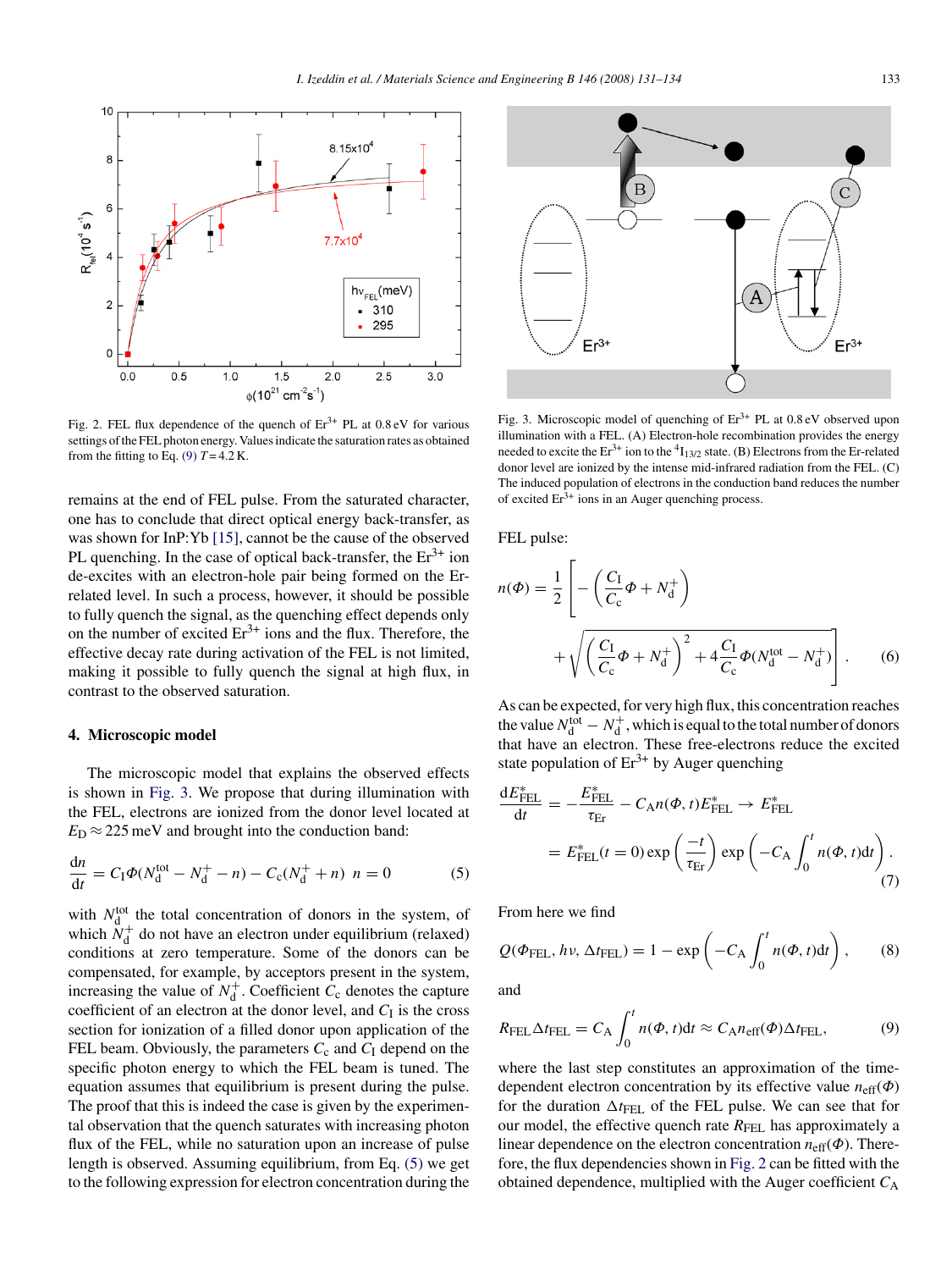Fig. 2. FEL flux dependence of the quench of $Er^{3+}$ PL at 0.8 eV for various settings of the FEL photon energy. Values indicate the saturation rates as obtained from the fitting to Eq. (9) $T = 4.2$ K.

remains at the end of FEL pulse. From the saturated character, one has to conclude that direct optical energy back-transfer, as was shown for InP:Yb [15], cannot be the cause of the observed PL quenching. In the case of optical back-transfer, the $Er^{3+}$ ion de-excites with an electron-hole pair being formed on the Er-related level. In such a process, however, it should be possible to fully quench the signal, as the quenching effect depends only on the number of excited $Er^{3+}$ ions and the flux. Therefore, the effective decay rate during activation of the FEL is not limited, making it possible to fully quench the signal at high flux, in contrast to the observed saturation.

## 4. Microscopic model

The microscopic model that explains the observed effects is shown in Fig. 3. We propose that during illumination with the FEL, electrons are ionized from the donor level located at $E_D \approx 225$ meV and brought into the conduction band:

$$\frac{dn}{dt} = C_I \Phi (N_d^{tot} - N_d^+ - n) - C_c (N_d^+ + n)\ n = 0 \tag{5}$$

with $N_d^{tot}$ the total concentration of donors in the system, of which $N_d^+$ do not have an electron under equilibrium (relaxed) conditions at zero temperature. Some of the donors can be compensated, for example, by acceptors present in the system, increasing the value of $N_d^+$. Coefficient $C_c$ denotes the capture coefficient of an electron at the donor level, and $C_I$ is the cross section for ionization of a filled donor upon application of the FEL beam. Obviously, the parameters $C_c$ and $C_I$ depend on the specific photon energy to which the FEL beam is tuned. The equation assumes that equilibrium is present during the pulse. The proof that this is indeed the case is given by the experimental observation that the quench saturates with increasing photon flux of the FEL, while no saturation upon an increase of pulse length is observed. Assuming equilibrium, from Eq. (5) we get to the following expression for electron concentration during the

Fig. 3. Microscopic model of quenching of $Er^{3+}$ PL at 0.8 eV observed upon illumination with a FEL. (A) Electron-hole recombination provides the energy needed to excite the $Er^{3+}$ ion to the ${}^4I_{13/2}$ state. (B) Electrons from the Er-related donor level are ionized by the intense mid-infrared radiation from the FEL. (C) The induced population of electrons in the conduction band reduces the number of excited $Er^{3+}$ ions in an Auger quenching process.

FEL pulse:

$$n(\Phi) = \frac{1}{2}\left[-\left(\frac{C_I}{C_c}\Phi + N_d^+\right) + \sqrt{\left(\frac{C_I}{C_c}\Phi + N_d^+\right)^2 + 4\frac{C_I}{C_c}\Phi(N_d^{tot} - N_d^+)}\right]. \tag{6}$$

As can be expected, for very high flux, this concentration reaches the value $N_d^{tot} - N_d^+$, which is equal to the total number of donors that have an electron. These free-electrons reduce the excited state population of $Er^{3+}$ by Auger quenching

$$\frac{dE^*_{FEL}}{dt} = -\frac{E^*_{FEL}}{\tau_{Er}} - C_A n(\Phi, t) E^*_{FEL} \rightarrow E^*_{FEL} = E^*_{FEL}(t=0)\exp\left(\frac{-t}{\tau_{Er}}\right)\exp\left(-C_A \int_0^t n(\Phi, t)dt\right). \tag{7}$$

From here we find

$$Q(\Phi_{FEL}, h\nu, \Delta t_{FEL}) = 1 - \exp\left(-C_A \int_0^t n(\Phi, t)dt\right), \tag{8}$$

and

$$R_{FEL}\Delta t_{FEL} = C_A \int_0^t n(\Phi, t)dt \approx C_A n_{eff}(\Phi)\Delta t_{FEL}, \tag{9}$$

where the last step constitutes an approximation of the time-dependent electron concentration by its effective value $n_{eff}(\Phi)$ for the duration $\Delta t_{FEL}$ of the FEL pulse. We can see that for our model, the effective quench rate $R_{FEL}$ has approximately a linear dependence on the electron concentration $n_{eff}(\Phi)$. Therefore, the flux dependencies shown in Fig. 2 can be fitted with the obtained dependence, multiplied with the Auger coefficient $C_A$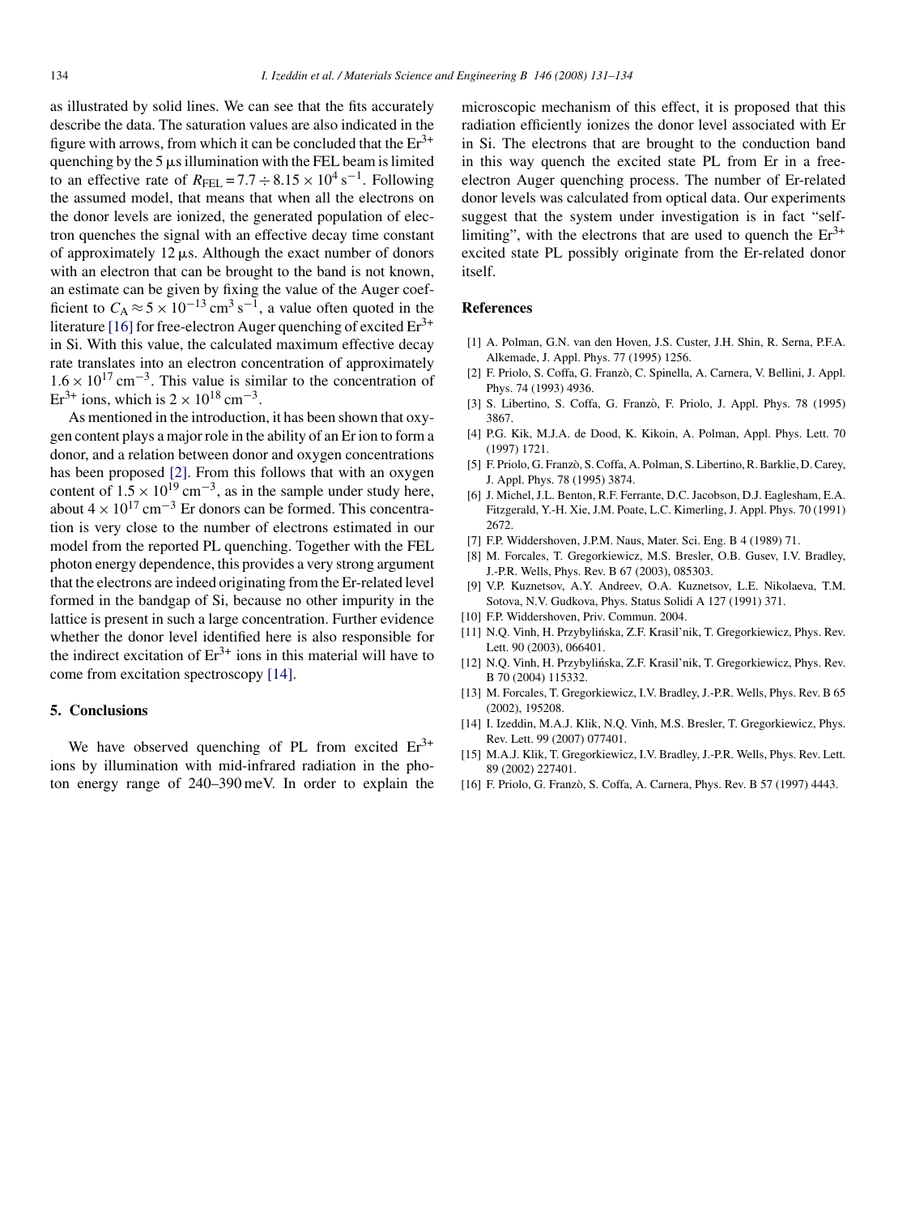as illustrated by solid lines. We can see that the fits accurately describe the data. The saturation values are also indicated in the figure with arrows, from which it can be concluded that the $Er^{3+}$ quenching by the 5 μs illumination with the FEL beam is limited to an effective rate of $R_{FEL} = 7.7 \div 8.15 \times 10^4\,s^{-1}$. Following the assumed model, that means that when all the electrons on the donor levels are ionized, the generated population of electron quenches the signal with an effective decay time constant of approximately 12 μs. Although the exact number of donors with an electron that can be brought to the band is not known, an estimate can be given by fixing the value of the Auger coefficient to $C_A \approx 5 \times 10^{-13}\,cm^3\,s^{-1}$, a value often quoted in the literature [16] for free-electron Auger quenching of excited $Er^{3+}$ in Si. With this value, the calculated maximum effective decay rate translates into an electron concentration of approximately $1.6 \times 10^{17}\,cm^{-3}$. This value is similar to the concentration of $Er^{3+}$ ions, which is $2 \times 10^{18}\,cm^{-3}$.

As mentioned in the introduction, it has been shown that oxygen content plays a major role in the ability of an Er ion to form a donor, and a relation between donor and oxygen concentrations has been proposed [2]. From this follows that with an oxygen content of $1.5 \times 10^{19}\,cm^{-3}$, as in the sample under study here, about $4 \times 10^{17}\,cm^{-3}$ Er donors can be formed. This concentration is very close to the number of electrons estimated in our model from the reported PL quenching. Together with the FEL photon energy dependence, this provides a very strong argument that the electrons are indeed originating from the Er-related level formed in the bandgap of Si, because no other impurity in the lattice is present in such a large concentration. Further evidence whether the donor level identified here is also responsible for the indirect excitation of $Er^{3+}$ ions in this material will have to come from excitation spectroscopy [14].

## 5. Conclusions

We have observed quenching of PL from excited $Er^{3+}$ ions by illumination with mid-infrared radiation in the photon energy range of 240–390 meV. In order to explain the microscopic mechanism of this effect, it is proposed that this radiation efficiently ionizes the donor level associated with Er in Si. The electrons that are brought to the conduction band in this way quench the excited state PL from Er in a free-electron Auger quenching process. The number of Er-related donor levels was calculated from optical data. Our experiments suggest that the system under investigation is in fact "self-limiting", with the electrons that are used to quench the $Er^{3+}$ excited state PL possibly originate from the Er-related donor itself.

## References

[1] A. Polman, G.N. van den Hoven, J.S. Custer, J.H. Shin, R. Serna, P.F.A. Alkemade, J. Appl. Phys. 77 (1995) 1256.

[2] F. Priolo, S. Coffa, G. Franzò, C. Spinella, A. Carnera, V. Bellini, J. Appl. Phys. 74 (1993) 4936.

[3] S. Libertino, S. Coffa, G. Franzò, F. Priolo, J. Appl. Phys. 78 (1995) 3867.

[4] P.G. Kik, M.J.A. de Dood, K. Kikoin, A. Polman, Appl. Phys. Lett. 70 (1997) 1721.

[5] F. Priolo, G. Franzò, S. Coffa, A. Polman, S. Libertino, R. Barklie, D. Carey, J. Appl. Phys. 78 (1995) 3874.

[6] J. Michel, J.L. Benton, R.F. Ferrante, D.C. Jacobson, D.J. Eaglesham, E.A. Fitzgerald, Y.-H. Xie, J.M. Poate, L.C. Kimerling, J. Appl. Phys. 70 (1991) 2672.

[7] F.P. Widdershoven, J.P.M. Naus, Mater. Sci. Eng. B 4 (1989) 71.

[8] M. Forcales, T. Gregorkiewicz, M.S. Bresler, O.B. Gusev, I.V. Bradley, J.-P.R. Wells, Phys. Rev. B 67 (2003), 085303.

[9] V.P. Kuznetsov, A.Y. Andreev, O.A. Kuznetsov, L.E. Nikolaeva, T.M. Sotova, N.V. Gudkova, Phys. Status Solidi A 127 (1991) 371.

[10] F.P. Widdershoven, Priv. Commun. 2004.

[11] N.Q. Vinh, H. Przybylińska, Z.F. Krasil'nik, T. Gregorkiewicz, Phys. Rev. Lett. 90 (2003), 066401.

[12] N.Q. Vinh, H. Przybylińska, Z.F. Krasil'nik, T. Gregorkiewicz, Phys. Rev. B 70 (2004) 115332.

[13] M. Forcales, T. Gregorkiewicz, I.V. Bradley, J.-P.R. Wells, Phys. Rev. B 65 (2002), 195208.

[14] I. Izeddin, M.A.J. Klik, N.Q. Vinh, M.S. Bresler, T. Gregorkiewicz, Phys. Rev. Lett. 99 (2007) 077401.

[15] M.A.J. Klik, T. Gregorkiewicz, I.V. Bradley, J.-P.R. Wells, Phys. Rev. Lett. 89 (2002) 227401.

[16] F. Priolo, G. Franzò, S. Coffa, A. Carnera, Phys. Rev. B 57 (1997) 4443.